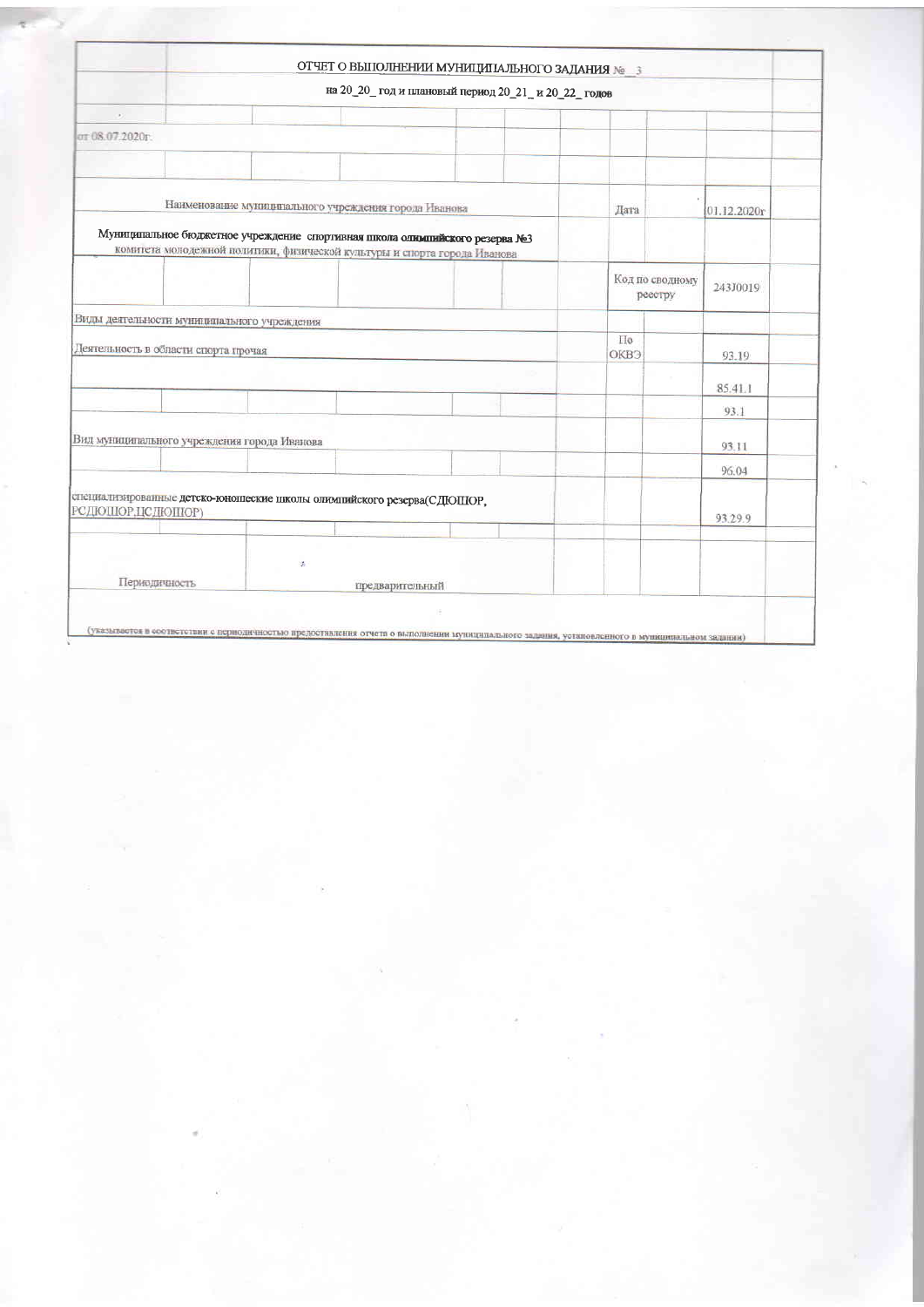# ОТЧЕТ О ВЫПОЛНЕНИИ МУНИЦИПАЛЬНОГО ЗАДАНИЯ № 3

на 20_20_ год и плановый период 20_21_ и 20_22_ годов

от 08.07.2020г.

| | | |
|---|---|---|
| Наименование муниципального учреждения города Иванова | Дата | 01.12.2020г |
| Муниципальное бюджетное учреждение спортивная школа олимпийского резерва №3 комитета молодежной политики, физической культуры и спорта города Иванова | | |
| | Код по сводному реестру | 243J0019 |
| Виды деятельности муниципального учреждения | | |
| Деятельность в области спорта прочая | По ОКВЭ | 93.19 |
| | | 85.41.1 |
| | | 93.1 |
| Вид муниципального учреждения города Иванова | | 93.11 |
| | | 96.04 |
| специализированные детско-юношеские школы олимпийского резерва(СДЮШОР, РСДЮШОР,ЦСДЮШОР) | | 93.29.9 |
| Периодичность: предварительный | | |

(указывается в соответствии с периодичностью предоставления отчета о выполнении муниципального задания, установленного в муниципальном задании)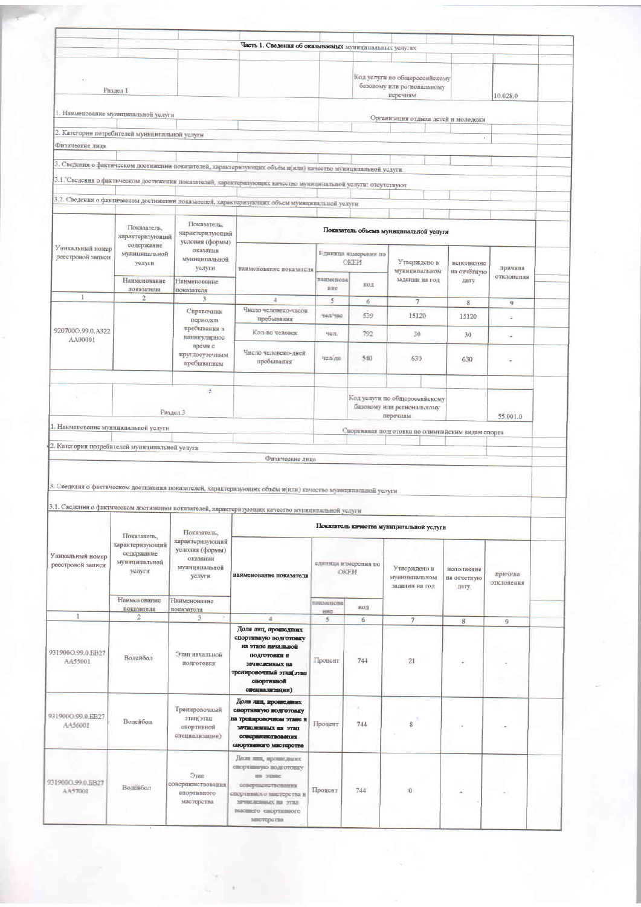## Часть 1. Сведения об оказываемых муниципальных услугах

### Раздел 1

Код услуги по общероссийскому базовому или региональному перечням: 10.028.0

1. Наименование муниципальной услуги: Организация отдыха детей и молодежи

2. Категории потребителей муниципальной услуги

Физические лица

3. Сведения о фактическом достижении показателей, характеризующих объём и(или) качество муниципальной услуги

3.1.*Сведения о фактическом достижении показателей, характеризующих качество муниципальной услуги: отсутствуют

3.2. Сведения о фактическом достижении показателей, характеризующих объем муниципальной услуги

| Уникальный номер реестровой записи | Показатель, характеризующий содержание муниципальной услуги | Показатель, характеризующий условия (формы) оказания муниципальной услуги | Показатель объема муниципальной услуги | | | | | |
|---|---|---|---|---|---|---|---|---|
| | | | наименование показателя | Единица измерения по ОКЕИ | | Утверждено в муниципальном задании на год | исполнение на отчётную дату | причина отклонения |
| | Наименование показателя | Наименование показателя | | наименование | код | | | |
| 1 | 2 | 3 | 4 | 5 | 6 | 7 | 8 | 9 |
| 920700О.99.0.АЗ22АА00001 | | Справочник периодов пребывания в каникулярное время с круглосуточным пребыванием | Число человеко-часов пребывания | чел/час | 539 | 15120 | 15120 | - |
| | | | Кол-во человек | чел. | 792 | 30 | 30 | - |
| | | | Число человеко-дней пребывания | чел/дн | 540 | 630 | 630 | - |

### Раздел 3

Код услуги по общероссийскому базовому или региональному перечням: 55.001.0

1. Наименование муниципальной услуги: Спортивная подготовка по олимпийским видам спорта

2. Категории потребителей муниципальной услуги

Физические лица

3. Сведения о фактическом достижении показателей, характеризующих объём и(или) качество муниципальной услуги

3.1. Сведения о фактическом достижении показателей, характеризующих качество муниципальной услуги

| Уникальный номер реестровой записи | Показатель, характеризующий содержание муниципальной услуги | Показатель, характеризующий условия (формы) оказания муниципальной услуги | Показатель качества муниципальной услуги | | | | | |
|---|---|---|---|---|---|---|---|---|
| | | | наименование показателя | единица измерения по ОКЕИ | | Утверждено в муниципальном задании на год | исполнение на отчетную дату | причина отклонения |
| | Наименование показателя | Наименование показателя | | наименование | код | | | |
| 1 | 2 | 3 | 4 | 5 | 6 | 7 | 8 | 9 |
| 931900О.99.0.БВ27АА55001 | Волейбол | Этап начальной подготовки | **Доля лиц, прошедших спортивную подготовку на этапе начальной подготовки и зачисленных на тренировочный этап(этап спортивной специализации)** | Процент | 744 | 21 | - | - |
| 931900О.99.0.БВ27АА56001 | Волейбол | Тренировочный этап(этап спортивной специализации) | **Доля лиц, прошедших спортивную подготовку на тренировочном этапе и зачисленных на этап совершенствования спортивного мастерства** | Процент | 744 | 8 | - | - |
| 931900О.99.0.БВ27АА57001 | Волейбол | Этап совершенствования спортивного мастерства | Доля лиц, прошедших спортивную подготовку на этапе совершенствования спортивного мастерства и зачисленных на этап высшего спортивного мастерства | Процент | 744 | 0 | - | - |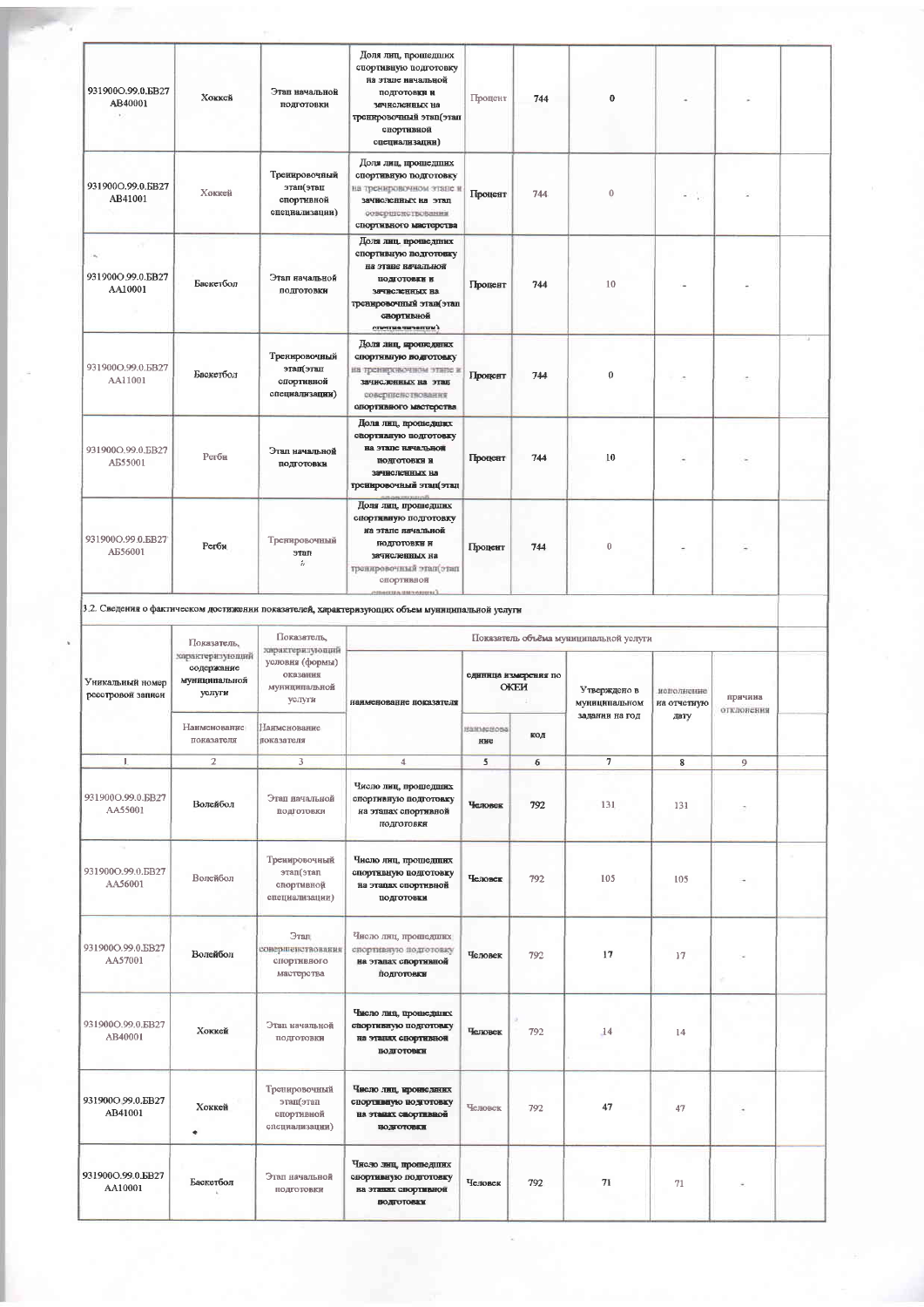| | | | | | | | | | |
|---|---|---|---|---|---|---|---|---|---|
| 931900О.99.0.БВ27АВ40001 | Хоккей | Этап начальной подготовки | Доля лиц, прошедших спортивную подготовку на этапе начальной подготовки и зачисленных на тренировочный этап(этап спортивной специализации) | Процент | 744 | 0 | - | - | |
| 931900О.99.0.БВ27АВ41001 | Хоккей | Тренировочный этап(этап спортивной специализации) | Доля лиц, прошедших спортивную подготовку на тренировочном этапе и зачисленных на этап совершенствования спортивного мастерства | Процент | 744 | 0 | - | - | |
| 931900О.99.0.БВ27АА10001 | Баскетбол | Этап начальной подготовки | Доля лиц, прошедших спортивную подготовку на этапе начальной подготовки и зачисленных на тренировочный этап(этап спортивной специализации) | Процент | 744 | 10 | - | - | |
| 931900О.99.0.БВ27АА11001 | Баскетбол | Тренировочный этап(этап спортивной специализации) | Доля лиц, прошедших спортивную подготовку на тренировочном этапе и зачисленных на этап совершенствования спортивного мастерства | Процент | 744 | 0 | - | - | |
| 931900О.99.0.БВ27АБ55001 | Регби | Этап начальной подготовки | Доля лиц, прошедших спортивную подготовку на этапе начальной подготовки и зачисленных на тренировочный этап(этап спортивной специализации) | Процент | 744 | 10 | - | - | |
| 931900О.99.0.БВ27АБ56001 | Регби | Тренировочный этап | Доля лиц, прошедших спортивную подготовку на этапе начальной подготовки и зачисленных на тренировочный этап(этап спортивной специализации) | Процент | 744 | 0 | - | - | |

3.2. Сведения о фактическом достижении показателей, характеризующих объем муниципальной услуги

| Уникальный номер реестровой записи | Показатель, характеризующий содержание муниципальной услуги | Показатель, характеризующий условия (формы) оказания муниципальной услуги | Показатель объёма муниципальной услуги | | | | | |
|---|---|---|---|---|---|---|---|---|
| | Наименование показателя | Наименование показателя | наименование показателя | единица измерения по ОКЕИ | | Утверждено в муниципальном задании на год | исполнение на отчетную дату | причина отклонения |
| | | | | наименование | код | | | |
| 1 | 2 | 3 | 4 | 5 | 6 | 7 | 8 | 9 |
| 931900О.99.0.БВ27АА55001 | Волейбол | Этап начальной подготовки | Число лиц, прошедших спортивную подготовку на этапах спортивной подготовки | Человек | 792 | 131 | 131 | - |
| 931900О.99.0.БВ27АА56001 | Волейбол | Тренировочный этап(этап спортивной специализации) | Число лиц, прошедших спортивную подготовку на этапах спортивной подготовки | Человек | 792 | 105 | 105 | - |
| 931900О.99.0.БВ27АА57001 | Волейбол | Этап совершенствования спортивного мастерства | Число лиц, прошедших спортивную подготовку на этапах спортивной подготовки | Человек | 792 | 17 | 17 | - |
| 931900О.99.0.БВ27АВ40001 | Хоккей | Этап начальной подготовки | Число лиц, прошедших спортивную подготовку на этапах спортивной подготовки | Человек | 792 | 14 | 14 | |
| 931900О.99.0.БВ27АВ41001 | Хоккей | Тренировочный этап(этап спортивной специализации) | Число лиц, прошедших спортивную подготовку на этапах спортивной подготовки | Человек | 792 | 47 | 47 | - |
| 931900О.99.0.БВ27АА10001 | Баскетбол | Этап начальной подготовки | Число лиц, прошедших спортивную подготовку на этапах спортивной подготовки | Человек | 792 | 71 | 71 | - |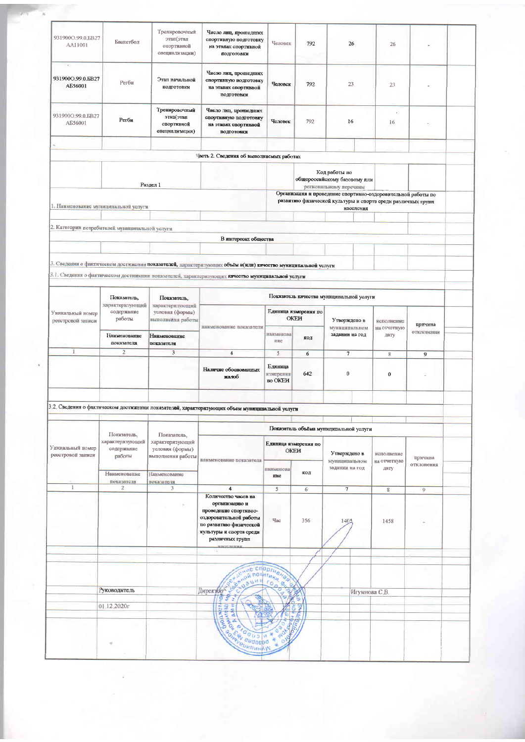| | | | | | | | | |
|---|---|---|---|---|---|---|---|---|
| 931900О.99.0.БВ27АА11001 | Баскетбол | Тренировочный этап(этап спортивной специализации) | Число лиц, прошедших спортивную подготовку на этапах спортивной подготовки | Человек | 792 | 26 | 26 | - |
| 931900О.99.0.БВ27АБ56001 | Регби | Этап начальной подготовки | Число лиц, прошедших спортивную подготовку на этапах спортивной подготовки | Человек | 792 | 23 | 23 | - |
| 931900О.99.0.БВ27АБ56001 | Регби | Тренировочный этап(этап спортивной специализации) | Число лиц, прошедших спортивную подготовку на этапах спортивной подготовки | Человек | 792 | 16 | 16 | - |

## Часть 2. Сведения об выполняемых работах

### Раздел 1

Код работы по общероссийскому базовому или региональному перечням

1. Наименование муниципальной услуги: Организация и проведение спортивно-оздоровительной работы по развитию физической культуры и спорта среди различных групп населения

2. Категории потребителей муниципальной услуги: В интересах общества

3. Сведения о фактическом достижении показателей, характеризующих объём и(или) качество муниципальной услуги

3.1. Сведения о фактическом достижении показателей, характеризующих качество муниципальной услуги

| Уникальный номер реестровой записи | Показатель, характеризующий содержание работы | Показатель, характеризующий условия (формы) выполнения работы | Показатель качества муниципальной услуги | | | | | |
|---|---|---|---|---|---|---|---|---|
| | | | наименование показателя | Единица измерения по ОКЕИ | | Утверждено в муниципальном задании на год | исполнение на отчетную дату | причина отклонения |
| | Наименование показателя | Наименование показателя | | наименование | код | | | |
| 1 | 2 | 3 | 4 | 5 | 6 | 7 | 8 | 9 |
| | | | Наличие обоснованных жалоб | Единица измерения по ОКЕИ | 642 | 0 | 0 | - |

3.2. Сведения о фактическом достижении показателей, характеризующих объем муниципальной услуги

| Уникальный номер реестровой записи | Показатель, характеризующий содержание работы | Показатель, характеризующий условия (формы) выполнения работы | Показатель объёма муниципальной услуги | | | | | |
|---|---|---|---|---|---|---|---|---|
| | | | наименование показателя | Единица измерения по ОКЕИ | | Утверждено в муниципальном задании на год | исполнение на отчетную дату | причина отклонения |
| | Наименование показателя | Наименование показателя | | наименование | код | | | |
| 1 | 2 | 3 | 4 | 5 | 6 | 7 | 8 | 9 |
| | | | Количество часов на организацию и проведение спортивно-оздоровительной работы по развитию физической культуры и спорта среди различных групп населения | Час | 356 | 1405 | 1458 | - |

Руководитель Директор Игумнова С.В.

01.12.2020г